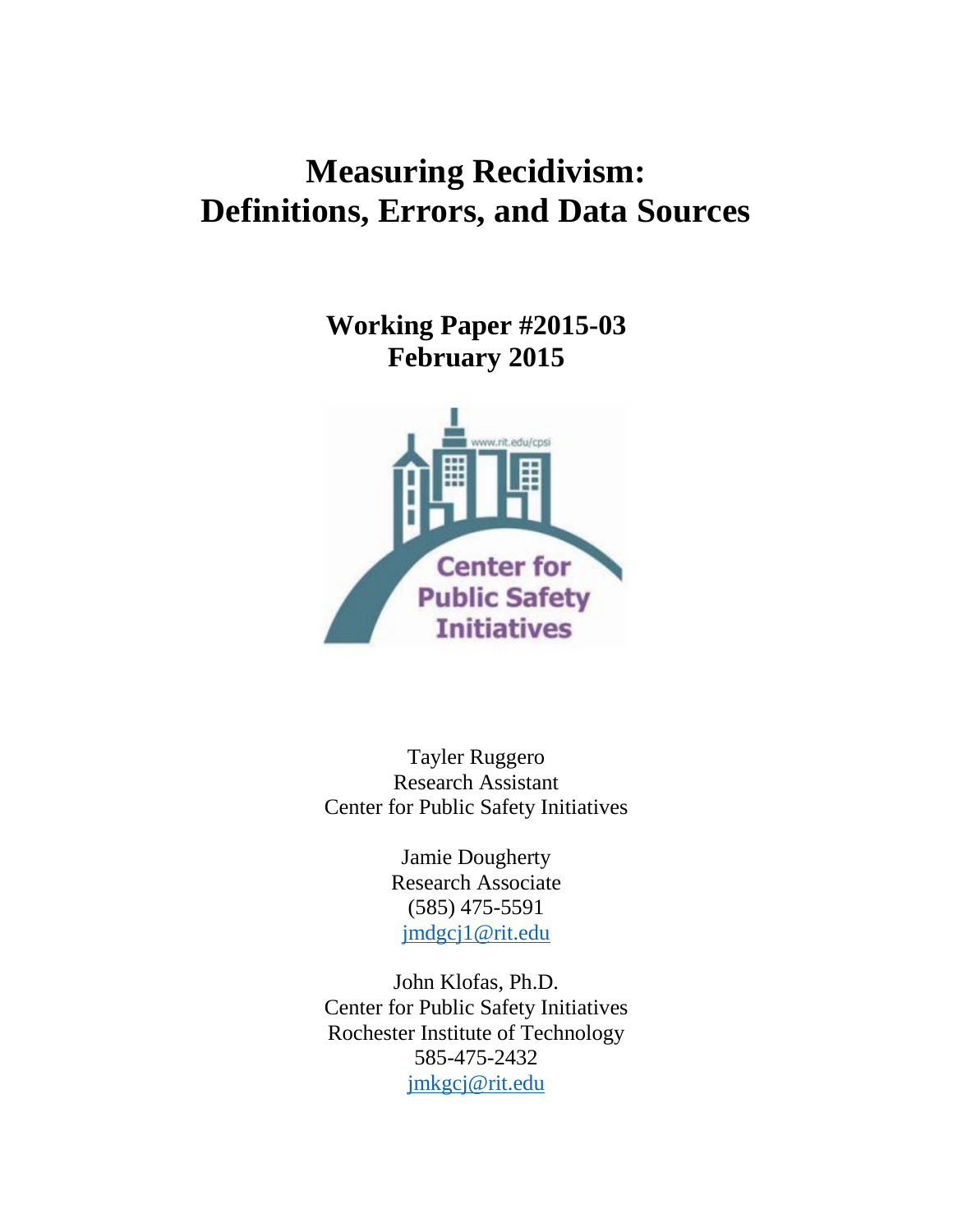# Measuring Recidivism: Definitions, Errors, and Data Sources

**Working Paper #2015-03**
**February 2015**

Tayler Ruggero
Research Assistant
Center for Public Safety Initiatives

Jamie Dougherty
Research Associate
(585) 475-5591
jmdgcj1@rit.edu

John Klofas, Ph.D.
Center for Public Safety Initiatives
Rochester Institute of Technology
585-475-2432
jmkgcj@rit.edu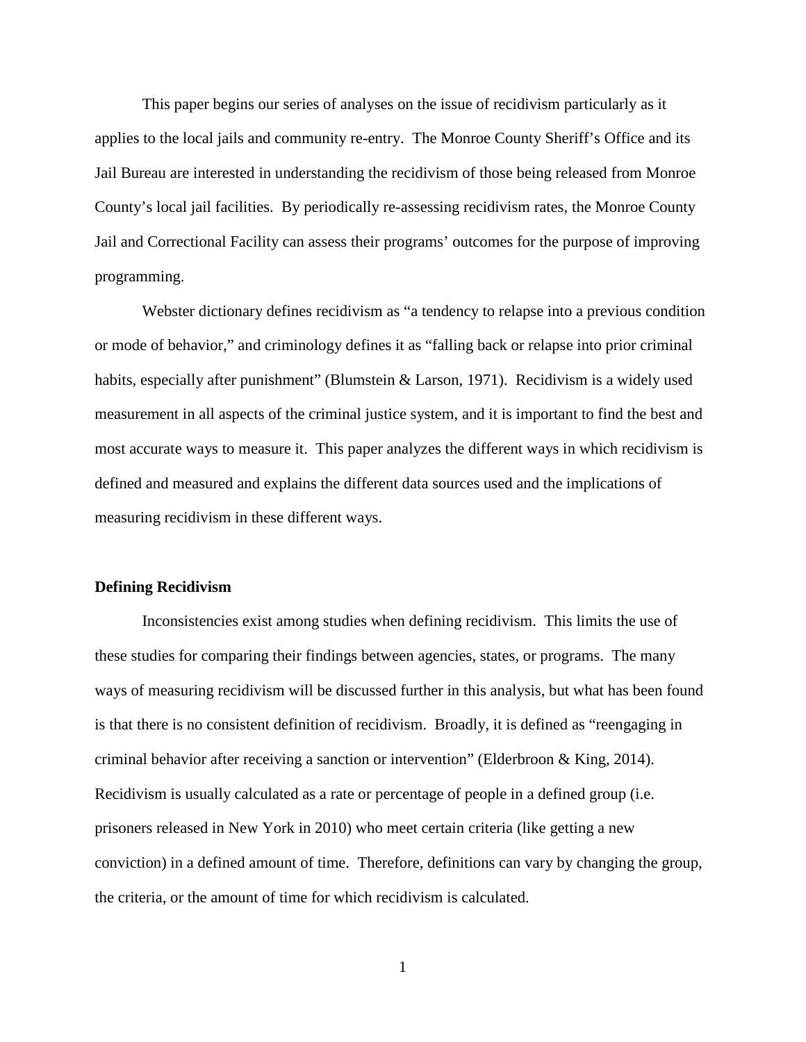This paper begins our series of analyses on the issue of recidivism particularly as it applies to the local jails and community re-entry. The Monroe County Sheriff's Office and its Jail Bureau are interested in understanding the recidivism of those being released from Monroe County's local jail facilities. By periodically re-assessing recidivism rates, the Monroe County Jail and Correctional Facility can assess their programs' outcomes for the purpose of improving programming.

Webster dictionary defines recidivism as "a tendency to relapse into a previous condition or mode of behavior," and criminology defines it as "falling back or relapse into prior criminal habits, especially after punishment" (Blumstein & Larson, 1971). Recidivism is a widely used measurement in all aspects of the criminal justice system, and it is important to find the best and most accurate ways to measure it. This paper analyzes the different ways in which recidivism is defined and measured and explains the different data sources used and the implications of measuring recidivism in these different ways.

**Defining Recidivism**

Inconsistencies exist among studies when defining recidivism. This limits the use of these studies for comparing their findings between agencies, states, or programs. The many ways of measuring recidivism will be discussed further in this analysis, but what has been found is that there is no consistent definition of recidivism. Broadly, it is defined as "reengaging in criminal behavior after receiving a sanction or intervention" (Elderbroon & King, 2014). Recidivism is usually calculated as a rate or percentage of people in a defined group (i.e. prisoners released in New York in 2010) who meet certain criteria (like getting a new conviction) in a defined amount of time. Therefore, definitions can vary by changing the group, the criteria, or the amount of time for which recidivism is calculated.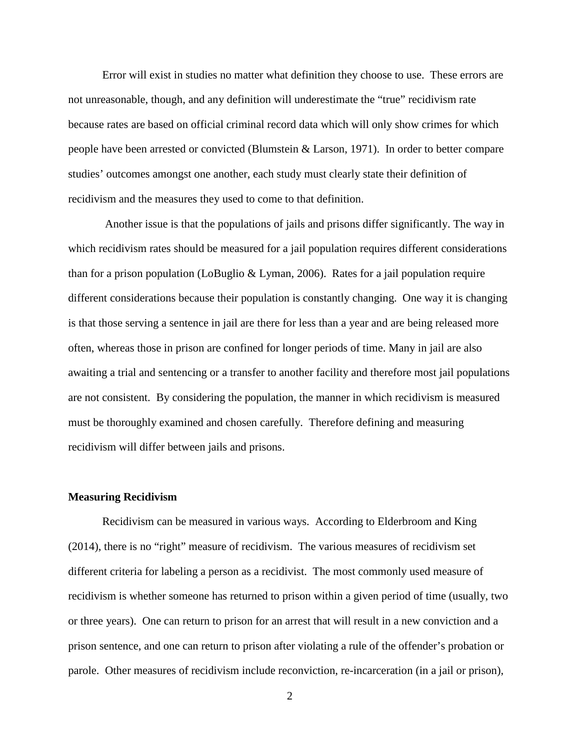Error will exist in studies no matter what definition they choose to use. These errors are not unreasonable, though, and any definition will underestimate the "true" recidivism rate because rates are based on official criminal record data which will only show crimes for which people have been arrested or convicted (Blumstein & Larson, 1971). In order to better compare studies' outcomes amongst one another, each study must clearly state their definition of recidivism and the measures they used to come to that definition.

Another issue is that the populations of jails and prisons differ significantly. The way in which recidivism rates should be measured for a jail population requires different considerations than for a prison population (LoBuglio & Lyman, 2006). Rates for a jail population require different considerations because their population is constantly changing. One way it is changing is that those serving a sentence in jail are there for less than a year and are being released more often, whereas those in prison are confined for longer periods of time. Many in jail are also awaiting a trial and sentencing or a transfer to another facility and therefore most jail populations are not consistent. By considering the population, the manner in which recidivism is measured must be thoroughly examined and chosen carefully. Therefore defining and measuring recidivism will differ between jails and prisons.

**Measuring Recidivism**

Recidivism can be measured in various ways. According to Elderbroom and King (2014), there is no "right" measure of recidivism. The various measures of recidivism set different criteria for labeling a person as a recidivist. The most commonly used measure of recidivism is whether someone has returned to prison within a given period of time (usually, two or three years). One can return to prison for an arrest that will result in a new conviction and a prison sentence, and one can return to prison after violating a rule of the offender's probation or parole. Other measures of recidivism include reconviction, re-incarceration (in a jail or prison),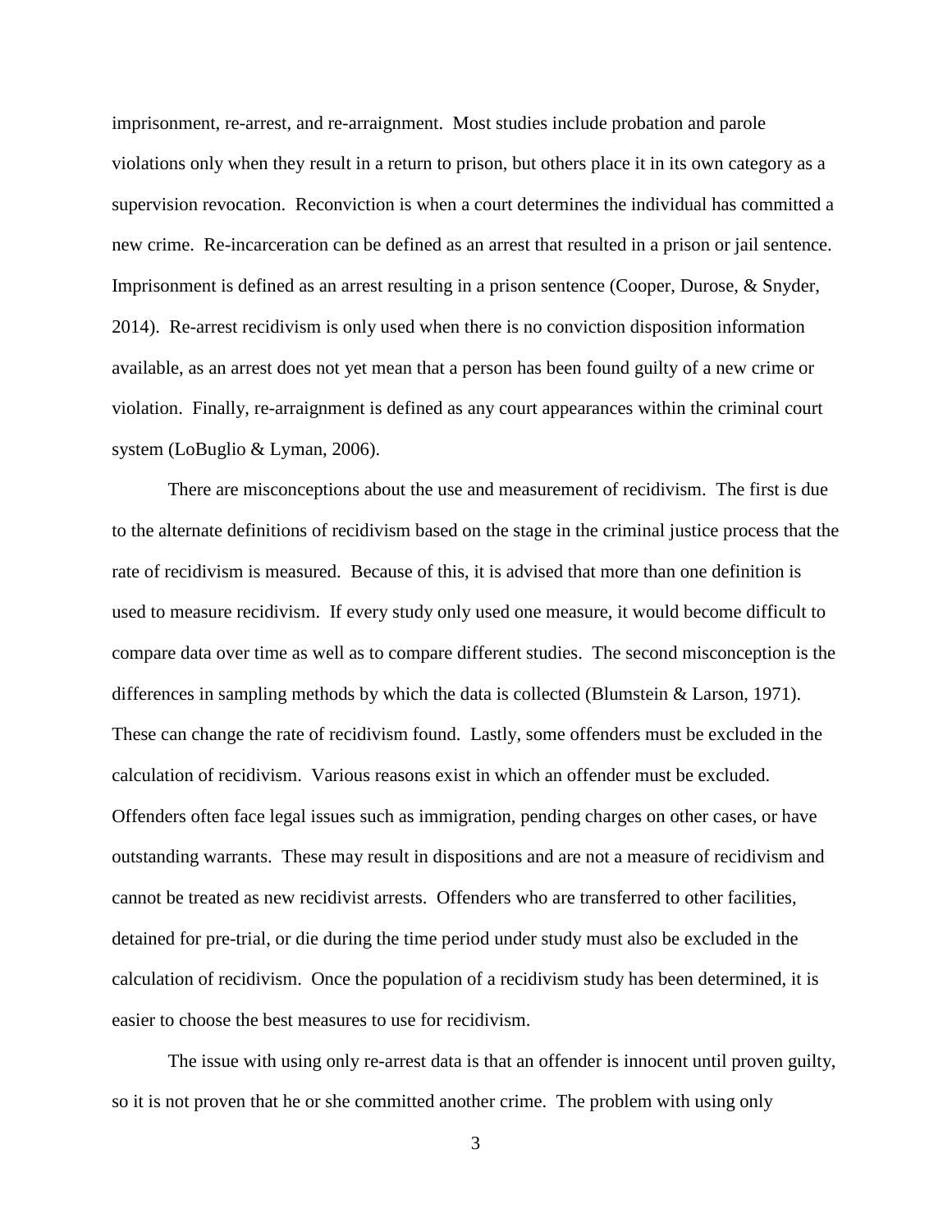imprisonment, re-arrest, and re-arraignment. Most studies include probation and parole violations only when they result in a return to prison, but others place it in its own category as a supervision revocation. Reconviction is when a court determines the individual has committed a new crime. Re-incarceration can be defined as an arrest that resulted in a prison or jail sentence. Imprisonment is defined as an arrest resulting in a prison sentence (Cooper, Durose, & Snyder, 2014). Re-arrest recidivism is only used when there is no conviction disposition information available, as an arrest does not yet mean that a person has been found guilty of a new crime or violation. Finally, re-arraignment is defined as any court appearances within the criminal court system (LoBuglio & Lyman, 2006).

There are misconceptions about the use and measurement of recidivism. The first is due to the alternate definitions of recidivism based on the stage in the criminal justice process that the rate of recidivism is measured. Because of this, it is advised that more than one definition is used to measure recidivism. If every study only used one measure, it would become difficult to compare data over time as well as to compare different studies. The second misconception is the differences in sampling methods by which the data is collected (Blumstein & Larson, 1971). These can change the rate of recidivism found. Lastly, some offenders must be excluded in the calculation of recidivism. Various reasons exist in which an offender must be excluded. Offenders often face legal issues such as immigration, pending charges on other cases, or have outstanding warrants. These may result in dispositions and are not a measure of recidivism and cannot be treated as new recidivist arrests. Offenders who are transferred to other facilities, detained for pre-trial, or die during the time period under study must also be excluded in the calculation of recidivism. Once the population of a recidivism study has been determined, it is easier to choose the best measures to use for recidivism.

The issue with using only re-arrest data is that an offender is innocent until proven guilty, so it is not proven that he or she committed another crime. The problem with using only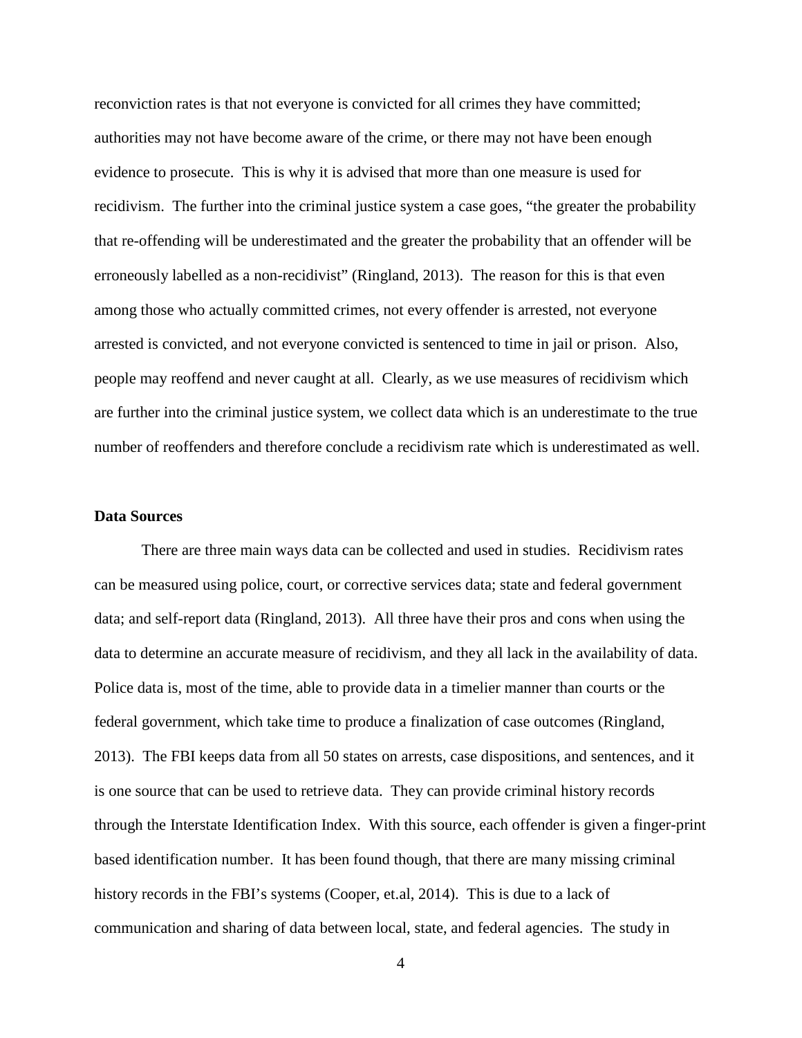reconviction rates is that not everyone is convicted for all crimes they have committed; authorities may not have become aware of the crime, or there may not have been enough evidence to prosecute. This is why it is advised that more than one measure is used for recidivism. The further into the criminal justice system a case goes, "the greater the probability that re-offending will be underestimated and the greater the probability that an offender will be erroneously labelled as a non-recidivist" (Ringland, 2013). The reason for this is that even among those who actually committed crimes, not every offender is arrested, not everyone arrested is convicted, and not everyone convicted is sentenced to time in jail or prison. Also, people may reoffend and never caught at all. Clearly, as we use measures of recidivism which are further into the criminal justice system, we collect data which is an underestimate to the true number of reoffenders and therefore conclude a recidivism rate which is underestimated as well.

**Data Sources**

There are three main ways data can be collected and used in studies. Recidivism rates can be measured using police, court, or corrective services data; state and federal government data; and self-report data (Ringland, 2013). All three have their pros and cons when using the data to determine an accurate measure of recidivism, and they all lack in the availability of data. Police data is, most of the time, able to provide data in a timelier manner than courts or the federal government, which take time to produce a finalization of case outcomes (Ringland, 2013). The FBI keeps data from all 50 states on arrests, case dispositions, and sentences, and it is one source that can be used to retrieve data. They can provide criminal history records through the Interstate Identification Index. With this source, each offender is given a finger-print based identification number. It has been found though, that there are many missing criminal history records in the FBI's systems (Cooper, et.al, 2014). This is due to a lack of communication and sharing of data between local, state, and federal agencies. The study in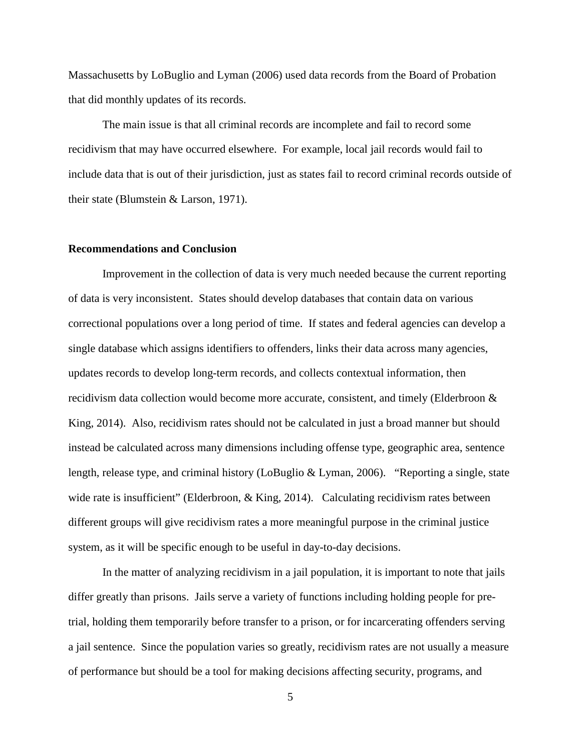Massachusetts by LoBuglio and Lyman (2006) used data records from the Board of Probation that did monthly updates of its records.

The main issue is that all criminal records are incomplete and fail to record some recidivism that may have occurred elsewhere. For example, local jail records would fail to include data that is out of their jurisdiction, just as states fail to record criminal records outside of their state (Blumstein & Larson, 1971).

**Recommendations and Conclusion**

Improvement in the collection of data is very much needed because the current reporting of data is very inconsistent. States should develop databases that contain data on various correctional populations over a long period of time. If states and federal agencies can develop a single database which assigns identifiers to offenders, links their data across many agencies, updates records to develop long-term records, and collects contextual information, then recidivism data collection would become more accurate, consistent, and timely (Elderbroon & King, 2014). Also, recidivism rates should not be calculated in just a broad manner but should instead be calculated across many dimensions including offense type, geographic area, sentence length, release type, and criminal history (LoBuglio & Lyman, 2006). "Reporting a single, state wide rate is insufficient" (Elderbroon, & King, 2014). Calculating recidivism rates between different groups will give recidivism rates a more meaningful purpose in the criminal justice system, as it will be specific enough to be useful in day-to-day decisions.

In the matter of analyzing recidivism in a jail population, it is important to note that jails differ greatly than prisons. Jails serve a variety of functions including holding people for pre-trial, holding them temporarily before transfer to a prison, or for incarcerating offenders serving a jail sentence. Since the population varies so greatly, recidivism rates are not usually a measure of performance but should be a tool for making decisions affecting security, programs, and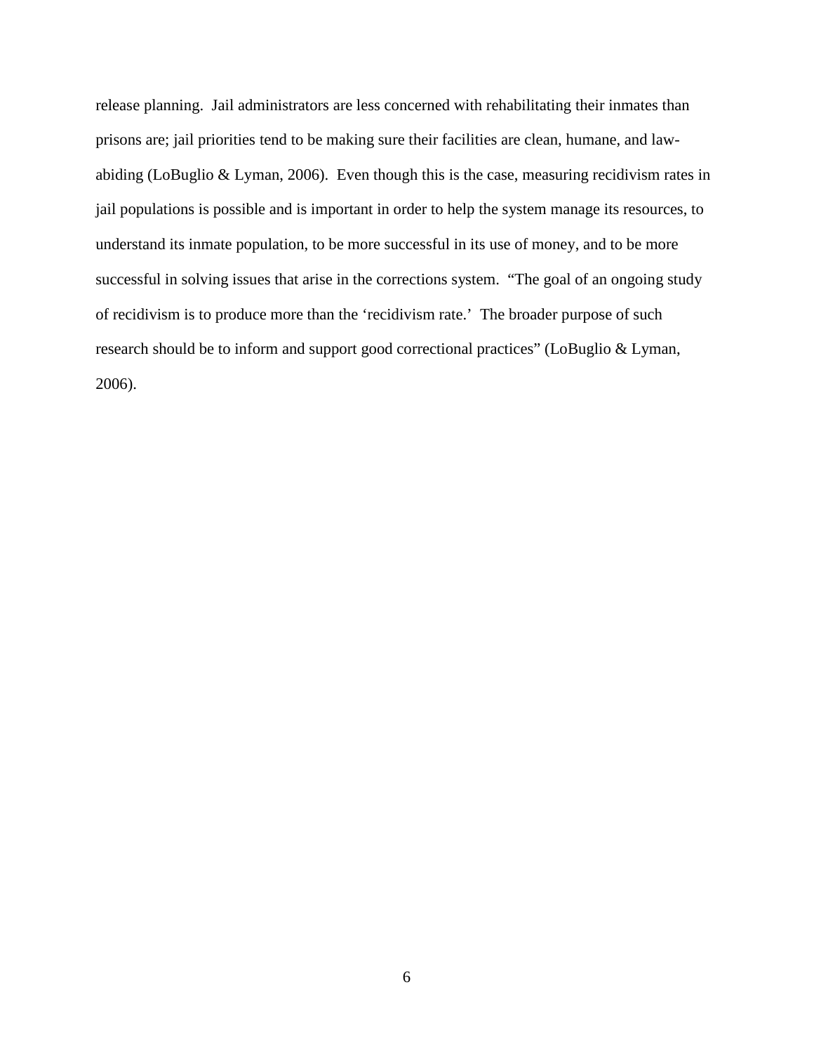release planning. Jail administrators are less concerned with rehabilitating their inmates than prisons are; jail priorities tend to be making sure their facilities are clean, humane, and law-abiding (LoBuglio & Lyman, 2006). Even though this is the case, measuring recidivism rates in jail populations is possible and is important in order to help the system manage its resources, to understand its inmate population, to be more successful in its use of money, and to be more successful in solving issues that arise in the corrections system. "The goal of an ongoing study of recidivism is to produce more than the 'recidivism rate.' The broader purpose of such research should be to inform and support good correctional practices" (LoBuglio & Lyman, 2006).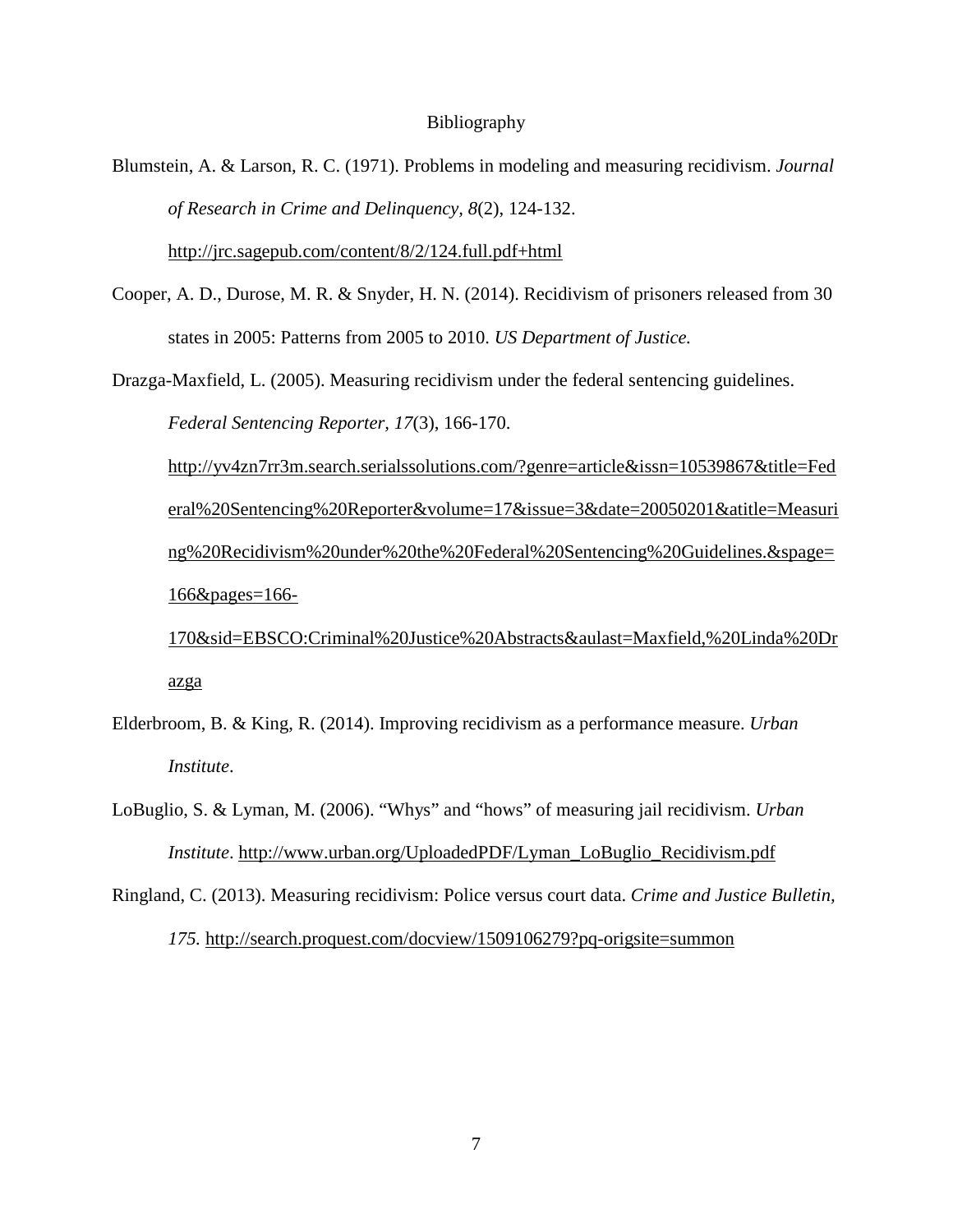# Bibliography

Blumstein, A. & Larson, R. C. (1971). Problems in modeling and measuring recidivism. *Journal of Research in Crime and Delinquency, 8*(2), 124-132. http://jrc.sagepub.com/content/8/2/124.full.pdf+html

Cooper, A. D., Durose, M. R. & Snyder, H. N. (2014). Recidivism of prisoners released from 30 states in 2005: Patterns from 2005 to 2010. *US Department of Justice.*

Drazga-Maxfield, L. (2005). Measuring recidivism under the federal sentencing guidelines. *Federal Sentencing Reporter, 17*(3), 166-170. http://yv4zn7rr3m.search.serialssolutions.com/?genre=article&issn=10539867&title=Federal%20Sentencing%20Reporter&volume=17&issue=3&date=20050201&atitle=Measuring%20Recidivism%20under%20the%20Federal%20Sentencing%20Guidelines.&spage=166&pages=166-170&sid=EBSCO:Criminal%20Justice%20Abstracts&aulast=Maxfield,%20Linda%20Drazga

Elderbroom, B. & King, R. (2014). Improving recidivism as a performance measure. *Urban Institute*.

LoBuglio, S. & Lyman, M. (2006). "Whys" and "hows" of measuring jail recidivism. *Urban Institute*. http://www.urban.org/UploadedPDF/Lyman_LoBuglio_Recidivism.pdf

Ringland, C. (2013). Measuring recidivism: Police versus court data. *Crime and Justice Bulletin, 175.* http://search.proquest.com/docview/1509106279?pq-origsite=summon